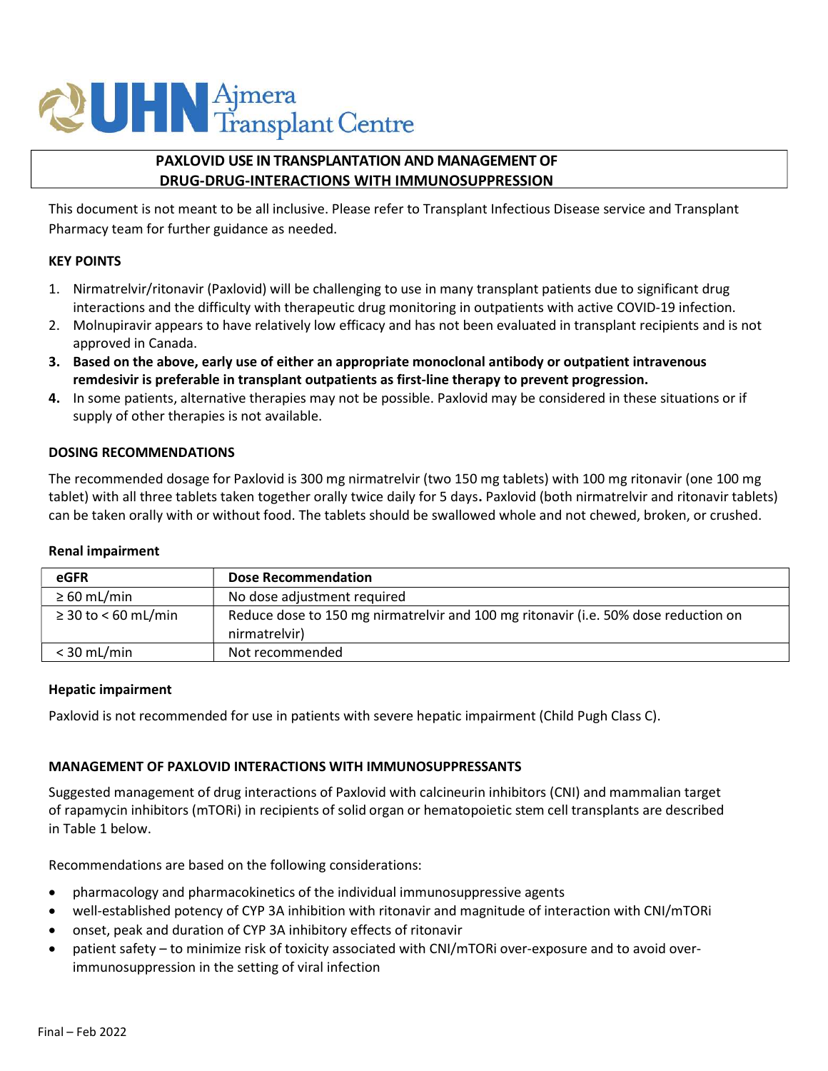UHN Ajmera Transplant Centre

# PAXLOVID USE IN TRANSPLANTATION AND MANAGEMENT OF DRUG-DRUG-INTERACTIONS WITH IMMUNOSUPPRESSION

This document is not meant to be all inclusive. Please refer to Transplant Infectious Disease service and Transplant Pharmacy team for further guidance as needed.

## KEY POINTS

1. Nirmatrelvir/ritonavir (Paxlovid) will be challenging to use in many transplant patients due to significant drug interactions and the difficulty with therapeutic drug monitoring in outpatients with active COVID-19 infection.
2. Molnupiravir appears to have relatively low efficacy and has not been evaluated in transplant recipients and is not approved in Canada.
3. **Based on the above, early use of either an appropriate monoclonal antibody or outpatient intravenous remdesivir is preferable in transplant outpatients as first-line therapy to prevent progression.**
4. In some patients, alternative therapies may not be possible. Paxlovid may be considered in these situations or if supply of other therapies is not available.

## DOSING RECOMMENDATIONS

The recommended dosage for Paxlovid is 300 mg nirmatrelvir (two 150 mg tablets) with 100 mg ritonavir (one 100 mg tablet) with all three tablets taken together orally twice daily for 5 days**.** Paxlovid (both nirmatrelvir and ritonavir tablets) can be taken orally with or without food. The tablets should be swallowed whole and not chewed, broken, or crushed.

### Renal impairment

| eGFR | Dose Recommendation |
|---|---|
| ≥ 60 mL/min | No dose adjustment required |
| ≥ 30 to < 60 mL/min | Reduce dose to 150 mg nirmatrelvir and 100 mg ritonavir (i.e. 50% dose reduction on nirmatrelvir) |
| < 30 mL/min | Not recommended |

### Hepatic impairment

Paxlovid is not recommended for use in patients with severe hepatic impairment (Child Pugh Class C).

## MANAGEMENT OF PAXLOVID INTERACTIONS WITH IMMUNOSUPPRESSANTS

Suggested management of drug interactions of Paxlovid with calcineurin inhibitors (CNI) and mammalian target of rapamycin inhibitors (mTORi) in recipients of solid organ or hematopoietic stem cell transplants are described in Table 1 below.

Recommendations are based on the following considerations:

- pharmacology and pharmacokinetics of the individual immunosuppressive agents
- well-established potency of CYP 3A inhibition with ritonavir and magnitude of interaction with CNI/mTORi
- onset, peak and duration of CYP 3A inhibitory effects of ritonavir
- patient safety – to minimize risk of toxicity associated with CNI/mTORi over-exposure and to avoid over-immunosuppression in the setting of viral infection

Final – Feb 2022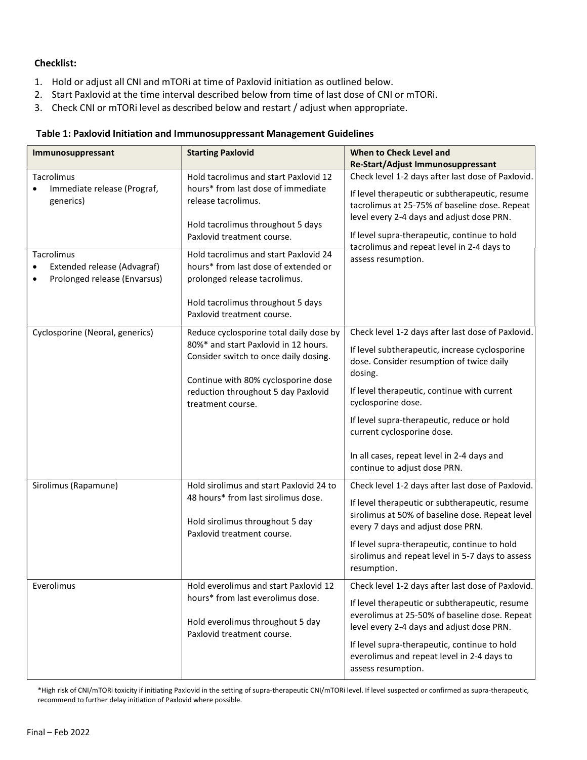**Checklist:**

1. Hold or adjust all CNI and mTORi at time of Paxlovid initiation as outlined below.
2. Start Paxlovid at the time interval described below from time of last dose of CNI or mTORi.
3. Check CNI or mTORi level as described below and restart / adjust when appropriate.

**Table 1: Paxlovid Initiation and Immunosuppressant Management Guidelines**

| Immunosuppressant | Starting Paxlovid | When to Check Level and Re-Start/Adjust Immunosuppressant |
|---|---|---|
| Tacrolimus<br>• Immediate release (Prograf, generics) | Hold tacrolimus and start Paxlovid 12 hours* from last dose of immediate release tacrolimus.<br><br>Hold tacrolimus throughout 5 days Paxlovid treatment course. | Check level 1-2 days after last dose of Paxlovid.<br><br>If level therapeutic or subtherapeutic, resume tacrolimus at 25-75% of baseline dose. Repeat level every 2-4 days and adjust dose PRN.<br><br>If level supra-therapeutic, continue to hold tacrolimus and repeat level in 2-4 days to assess resumption. |
| Tacrolimus<br>• Extended release (Advagraf)<br>• Prolonged release (Envarsus) | Hold tacrolimus and start Paxlovid 24 hours* from last dose of extended or prolonged release tacrolimus.<br><br>Hold tacrolimus throughout 5 days Paxlovid treatment course. | |
| Cyclosporine (Neoral, generics) | Reduce cyclosporine total daily dose by 80%* and start Paxlovid in 12 hours. Consider switch to once daily dosing.<br><br>Continue with 80% cyclosporine dose reduction throughout 5 day Paxlovid treatment course. | Check level 1-2 days after last dose of Paxlovid.<br><br>If level subtherapeutic, increase cyclosporine dose. Consider resumption of twice daily dosing.<br><br>If level therapeutic, continue with current cyclosporine dose.<br><br>If level supra-therapeutic, reduce or hold current cyclosporine dose.<br><br>In all cases, repeat level in 2-4 days and continue to adjust dose PRN. |
| Sirolimus (Rapamune) | Hold sirolimus and start Paxlovid 24 to 48 hours* from last sirolimus dose.<br><br>Hold sirolimus throughout 5 day Paxlovid treatment course. | Check level 1-2 days after last dose of Paxlovid.<br><br>If level therapeutic or subtherapeutic, resume sirolimus at 50% of baseline dose. Repeat level every 7 days and adjust dose PRN.<br><br>If level supra-therapeutic, continue to hold sirolimus and repeat level in 5-7 days to assess resumption. |
| Everolimus | Hold everolimus and start Paxlovid 12 hours* from last everolimus dose.<br><br>Hold everolimus throughout 5 day Paxlovid treatment course. | Check level 1-2 days after last dose of Paxlovid.<br><br>If level therapeutic or subtherapeutic, resume everolimus at 25-50% of baseline dose. Repeat level every 2-4 days and adjust dose PRN.<br><br>If level supra-therapeutic, continue to hold everolimus and repeat level in 2-4 days to assess resumption. |

*High risk of CNI/mTORi toxicity if initiating Paxlovid in the setting of supra-therapeutic CNI/mTORi level. If level suspected or confirmed as supra-therapeutic, recommend to further delay initiation of Paxlovid where possible.

Final – Feb 2022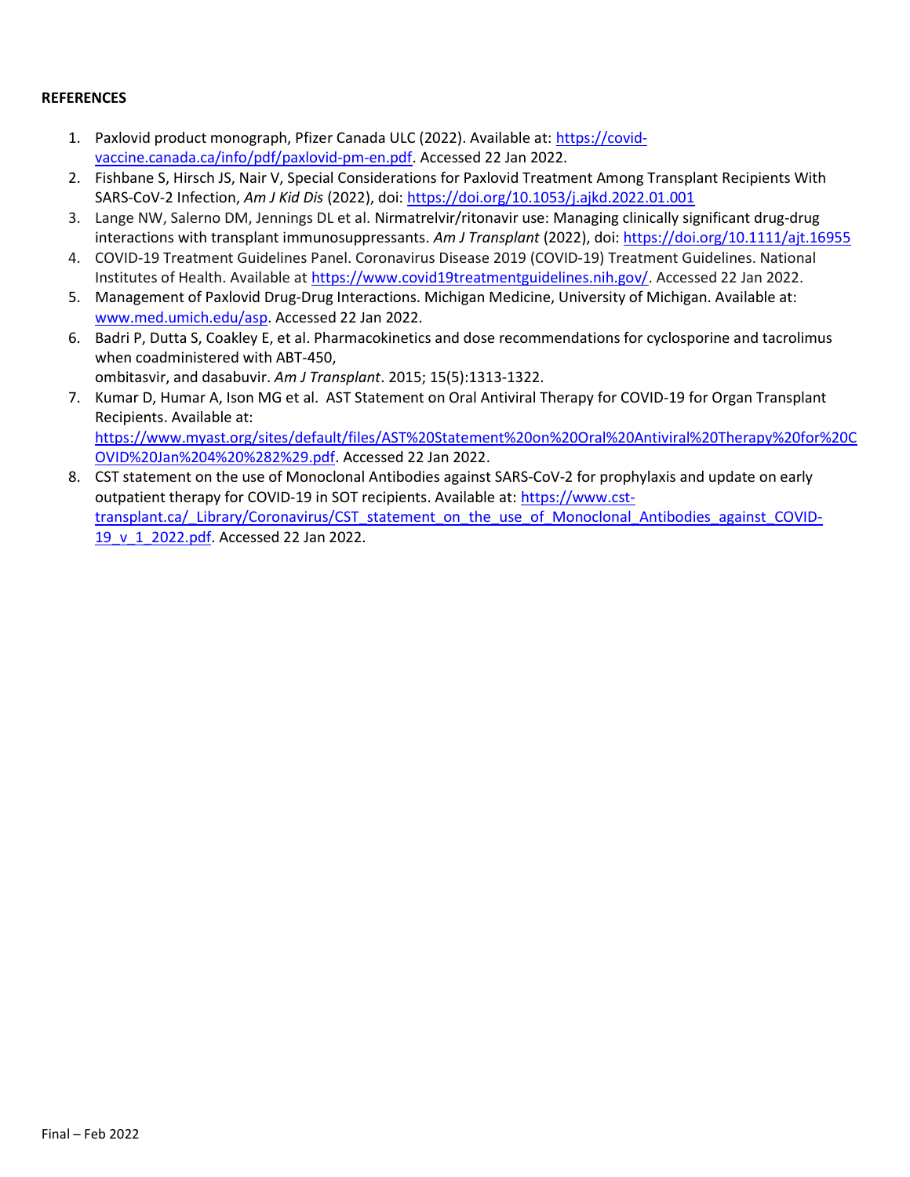**REFERENCES**

1. Paxlovid product monograph, Pfizer Canada ULC (2022). Available at: https://covid-vaccine.canada.ca/info/pdf/paxlovid-pm-en.pdf. Accessed 22 Jan 2022.
2. Fishbane S, Hirsch JS, Nair V, Special Considerations for Paxlovid Treatment Among Transplant Recipients With SARS-CoV-2 Infection, *Am J Kid Dis* (2022), doi: https://doi.org/10.1053/j.ajkd.2022.01.001
3. Lange NW, Salerno DM, Jennings DL et al. Nirmatrelvir/ritonavir use: Managing clinically significant drug-drug interactions with transplant immunosuppressants. *Am J Transplant* (2022), doi: https://doi.org/10.1111/ajt.16955
4. COVID-19 Treatment Guidelines Panel. Coronavirus Disease 2019 (COVID-19) Treatment Guidelines. National Institutes of Health. Available at https://www.covid19treatmentguidelines.nih.gov/. Accessed 22 Jan 2022.
5. Management of Paxlovid Drug-Drug Interactions. Michigan Medicine, University of Michigan. Available at: www.med.umich.edu/asp. Accessed 22 Jan 2022.
6. Badri P, Dutta S, Coakley E, et al. Pharmacokinetics and dose recommendations for cyclosporine and tacrolimus when coadministered with ABT-450, ombitasvir, and dasabuvir. *Am J Transplant*. 2015; 15(5):1313-1322.
7. Kumar D, Humar A, Ison MG et al. AST Statement on Oral Antiviral Therapy for COVID-19 for Organ Transplant Recipients. Available at: https://www.myast.org/sites/default/files/AST%20Statement%20on%20Oral%20Antiviral%20Therapy%20for%20COVID%20Jan%204%20%282%29.pdf. Accessed 22 Jan 2022.
8. CST statement on the use of Monoclonal Antibodies against SARS-CoV-2 for prophylaxis and update on early outpatient therapy for COVID-19 in SOT recipients. Available at: https://www.cst-transplant.ca/_Library/Coronavirus/CST_statement_on_the_use_of_Monoclonal_Antibodies_against_COVID-19_v_1_2022.pdf. Accessed 22 Jan 2022.

Final – Feb 2022